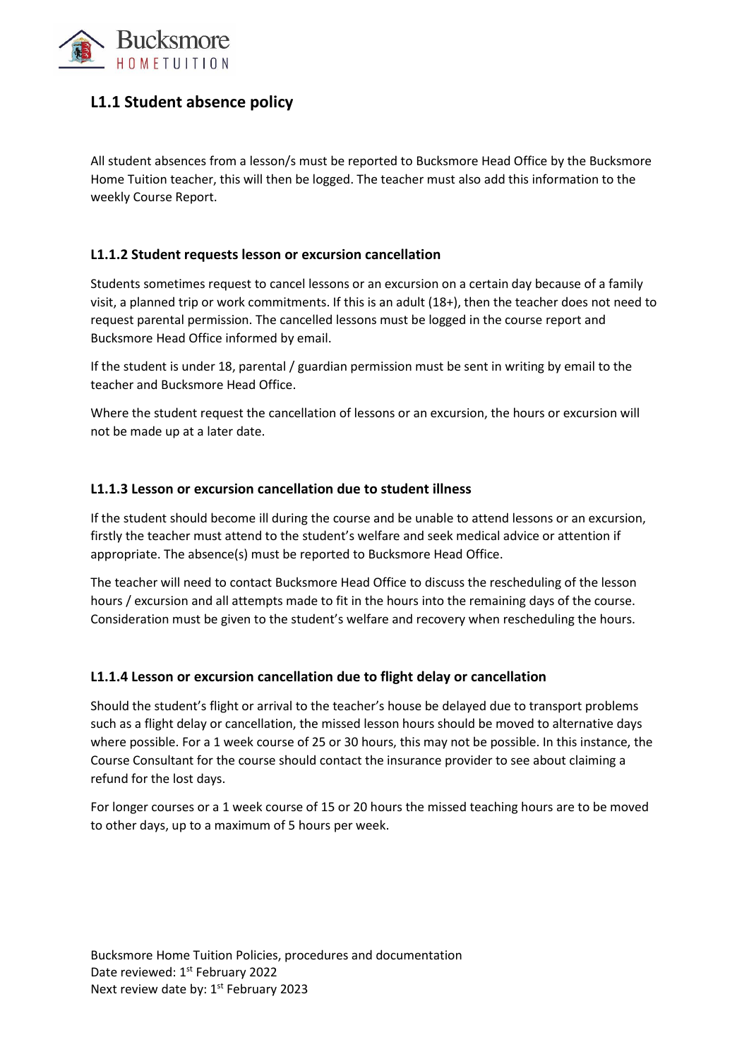## L1.1 Student absence policy

All student absences from a lesson/s must be reported to Bucksmore Head Office by the Bucksmore Home Tuition teacher, this will then be logged. The teacher must also add this information to the weekly Course Report.

### L1.1.2 Student requests lesson or excursion cancellation

Students sometimes request to cancel lessons or an excursion on a certain day because of a family visit, a planned trip or work commitments. If this is an adult (18+), then the teacher does not need to request parental permission. The cancelled lessons must be logged in the course report and Bucksmore Head Office informed by email.

If the student is under 18, parental / guardian permission must be sent in writing by email to the teacher and Bucksmore Head Office.

Where the student request the cancellation of lessons or an excursion, the hours or excursion will not be made up at a later date.

### L1.1.3 Lesson or excursion cancellation due to student illness

If the student should become ill during the course and be unable to attend lessons or an excursion, firstly the teacher must attend to the student's welfare and seek medical advice or attention if appropriate. The absence(s) must be reported to Bucksmore Head Office.

The teacher will need to contact Bucksmore Head Office to discuss the rescheduling of the lesson hours / excursion and all attempts made to fit in the hours into the remaining days of the course. Consideration must be given to the student's welfare and recovery when rescheduling the hours.

### L1.1.4 Lesson or excursion cancellation due to flight delay or cancellation

Should the student's flight or arrival to the teacher's house be delayed due to transport problems such as a flight delay or cancellation, the missed lesson hours should be moved to alternative days where possible. For a 1 week course of 25 or 30 hours, this may not be possible. In this instance, the Course Consultant for the course should contact the insurance provider to see about claiming a refund for the lost days.

For longer courses or a 1 week course of 15 or 20 hours the missed teaching hours are to be moved to other days, up to a maximum of 5 hours per week.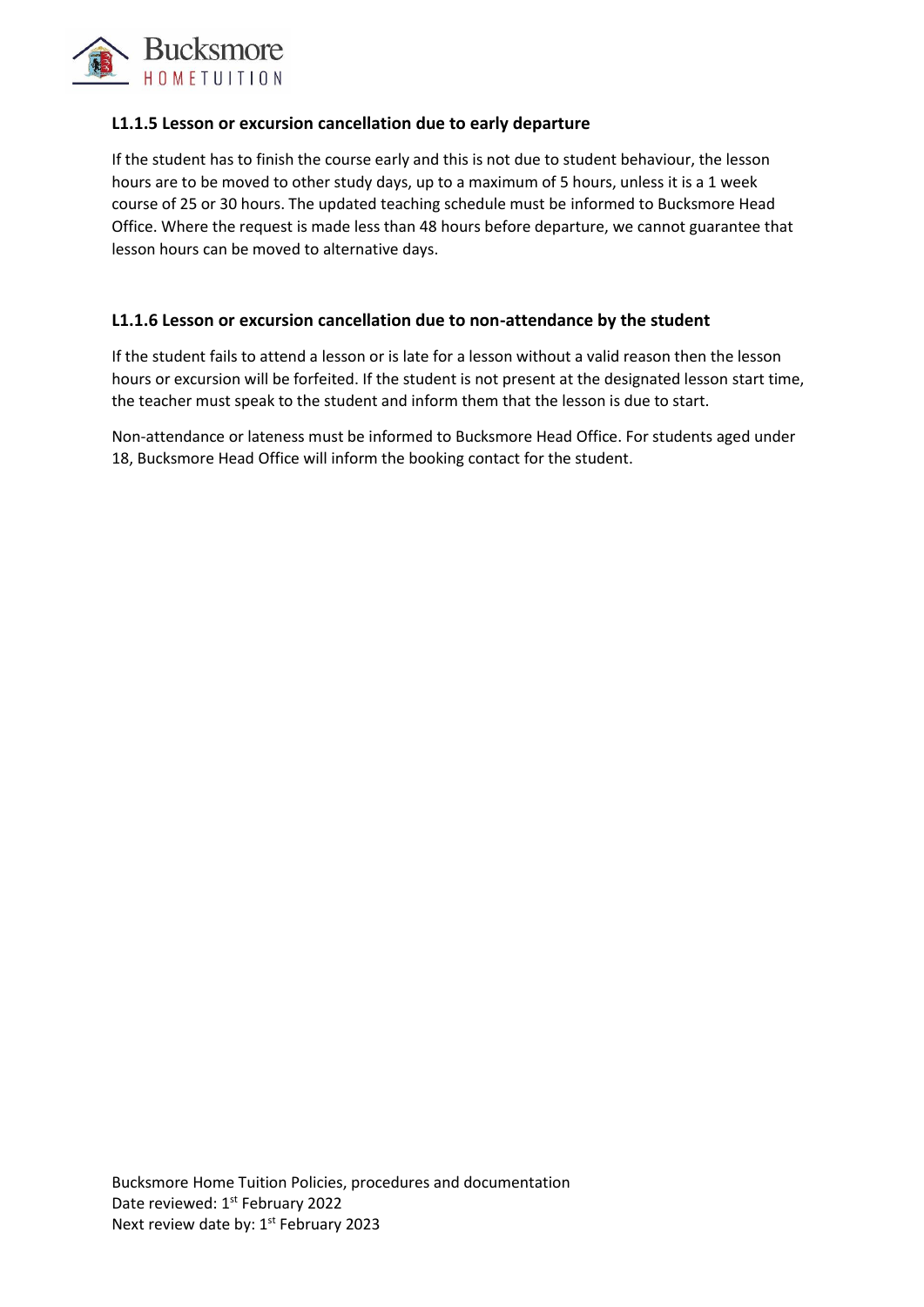### L1.1.5 Lesson or excursion cancellation due to early departure

If the student has to finish the course early and this is not due to student behaviour, the lesson hours are to be moved to other study days, up to a maximum of 5 hours, unless it is a 1 week course of 25 or 30 hours. The updated teaching schedule must be informed to Bucksmore Head Office. Where the request is made less than 48 hours before departure, we cannot guarantee that lesson hours can be moved to alternative days.

### L1.1.6 Lesson or excursion cancellation due to non-attendance by the student

If the student fails to attend a lesson or is late for a lesson without a valid reason then the lesson hours or excursion will be forfeited. If the student is not present at the designated lesson start time, the teacher must speak to the student and inform them that the lesson is due to start.

Non-attendance or lateness must be informed to Bucksmore Head Office. For students aged under 18, Bucksmore Head Office will inform the booking contact for the student.